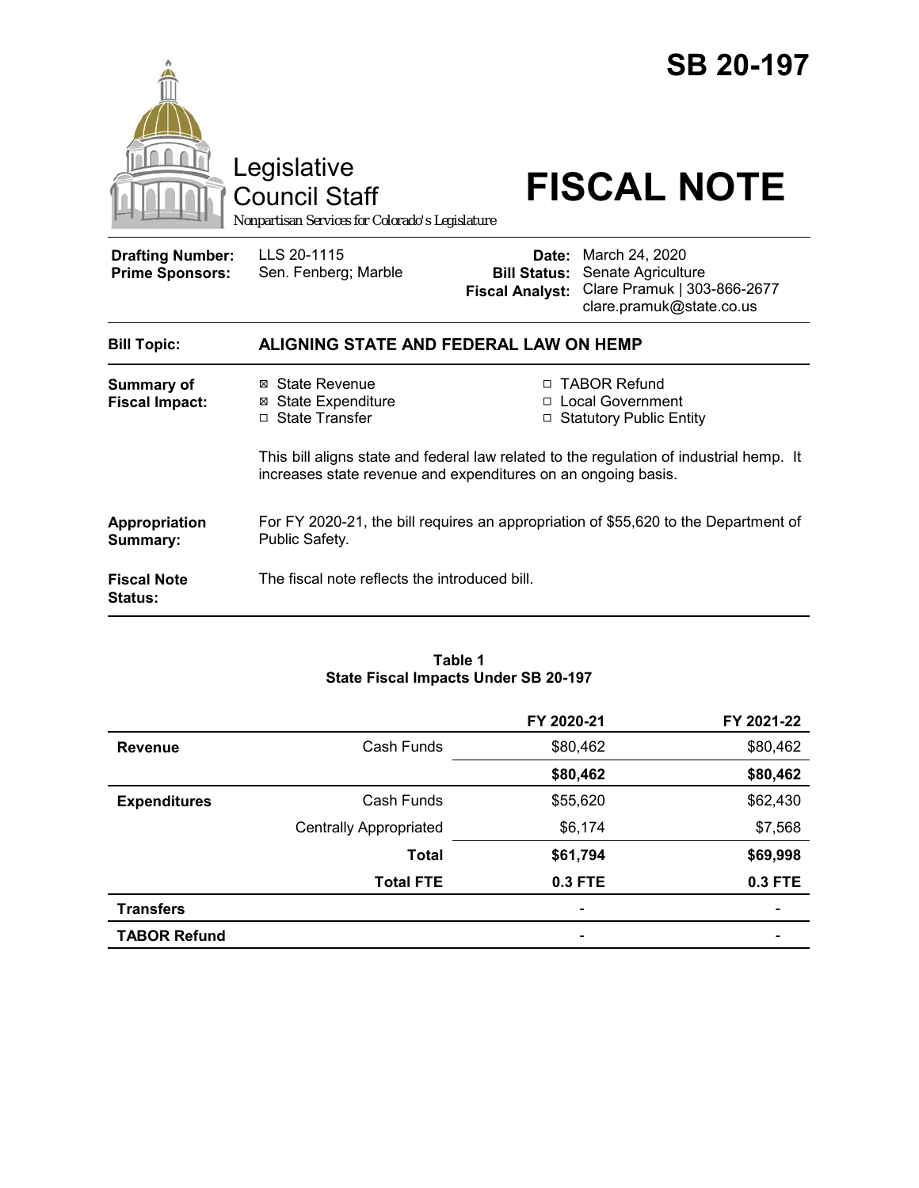# SB 20-197

Legislative Council Staff

*Nonpartisan Services for Colorado's Legislature*

# FISCAL NOTE

| | | | |
|---|---|---|---|
| **Drafting Number:** | LLS 20-1115 | **Date:** | March 24, 2020 |
| **Prime Sponsors:** | Sen. Fenberg; Marble | **Bill Status:** | Senate Agriculture |
| | | **Fiscal Analyst:** | Clare Pramuk \| 303-866-2677 clare.pramuk@state.co.us |

**Bill Topic:** **ALIGNING STATE AND FEDERAL LAW ON HEMP**

**Summary of Fiscal Impact:**

- ☒ State Revenue
- ☒ State Expenditure
- ☐ State Transfer
- ☐ TABOR Refund
- ☐ Local Government
- ☐ Statutory Public Entity

This bill aligns state and federal law related to the regulation of industrial hemp. It increases state revenue and expenditures on an ongoing basis.

**Appropriation Summary:** For FY 2020-21, the bill requires an appropriation of $55,620 to the Department of Public Safety.

**Fiscal Note Status:** The fiscal note reflects the introduced bill.

**Table 1**
**State Fiscal Impacts Under SB 20-197**

| | | FY 2020-21 | FY 2021-22 |
|---|---|---|---|
| **Revenue** | Cash Funds | $80,462 | $80,462 |
| | | **$80,462** | **$80,462** |
| **Expenditures** | Cash Funds | $55,620 | $62,430 |
| | Centrally Appropriated | $6,174 | $7,568 |
| | **Total** | **$61,794** | **$69,998** |
| | **Total FTE** | **0.3 FTE** | **0.3 FTE** |
| **Transfers** | | - | - |
| **TABOR Refund** | | - | - |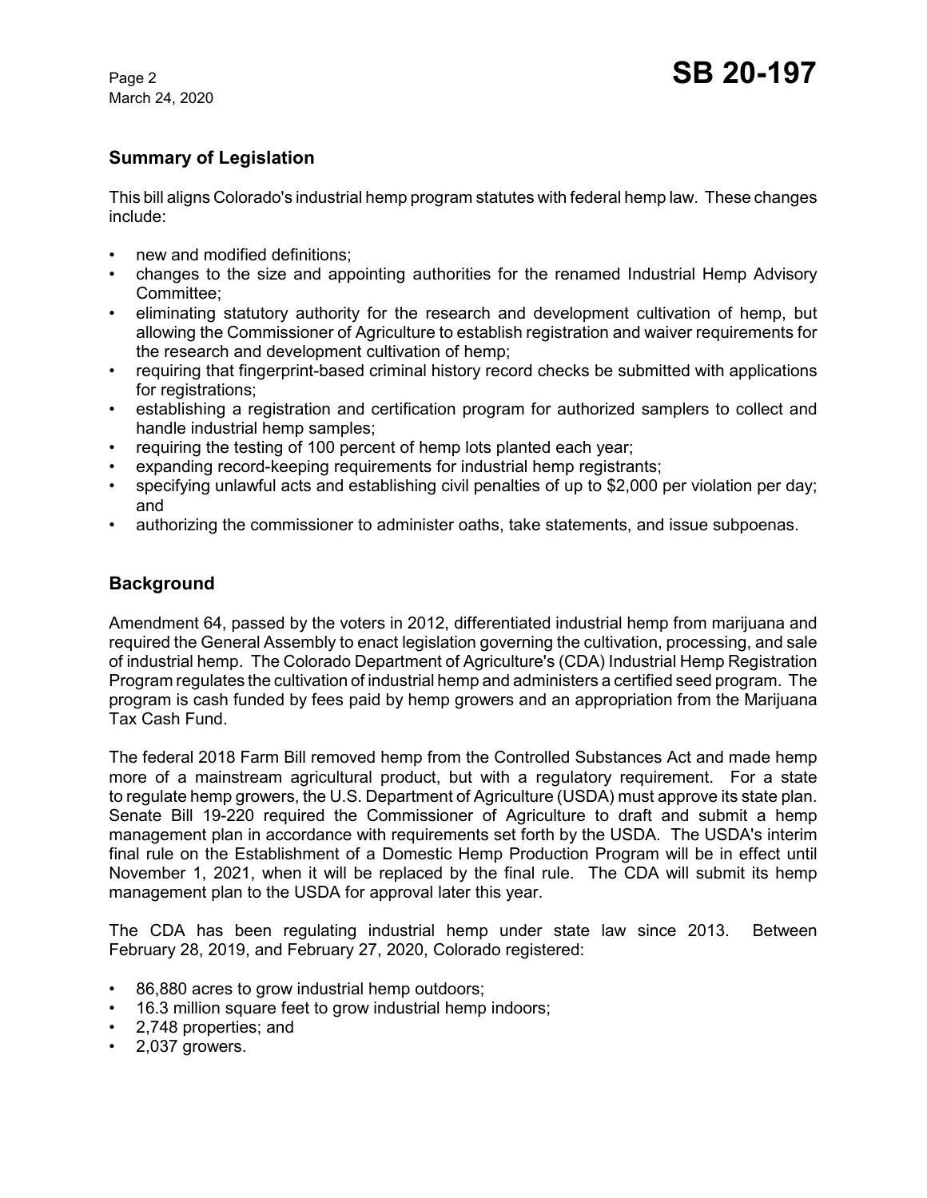## Summary of Legislation

This bill aligns Colorado's industrial hemp program statutes with federal hemp law. These changes include:

- new and modified definitions;
- changes to the size and appointing authorities for the renamed Industrial Hemp Advisory Committee;
- eliminating statutory authority for the research and development cultivation of hemp, but allowing the Commissioner of Agriculture to establish registration and waiver requirements for the research and development cultivation of hemp;
- requiring that fingerprint-based criminal history record checks be submitted with applications for registrations;
- establishing a registration and certification program for authorized samplers to collect and handle industrial hemp samples;
- requiring the testing of 100 percent of hemp lots planted each year;
- expanding record-keeping requirements for industrial hemp registrants;
- specifying unlawful acts and establishing civil penalties of up to $2,000 per violation per day; and
- authorizing the commissioner to administer oaths, take statements, and issue subpoenas.

## Background

Amendment 64, passed by the voters in 2012, differentiated industrial hemp from marijuana and required the General Assembly to enact legislation governing the cultivation, processing, and sale of industrial hemp. The Colorado Department of Agriculture's (CDA) Industrial Hemp Registration Program regulates the cultivation of industrial hemp and administers a certified seed program. The program is cash funded by fees paid by hemp growers and an appropriation from the Marijuana Tax Cash Fund.

The federal 2018 Farm Bill removed hemp from the Controlled Substances Act and made hemp more of a mainstream agricultural product, but with a regulatory requirement. For a state to regulate hemp growers, the U.S. Department of Agriculture (USDA) must approve its state plan. Senate Bill 19-220 required the Commissioner of Agriculture to draft and submit a hemp management plan in accordance with requirements set forth by the USDA. The USDA's interim final rule on the Establishment of a Domestic Hemp Production Program will be in effect until November 1, 2021, when it will be replaced by the final rule. The CDA will submit its hemp management plan to the USDA for approval later this year.

The CDA has been regulating industrial hemp under state law since 2013. Between February 28, 2019, and February 27, 2020, Colorado registered:

- 86,880 acres to grow industrial hemp outdoors;
- 16.3 million square feet to grow industrial hemp indoors;
- 2,748 properties; and
- 2,037 growers.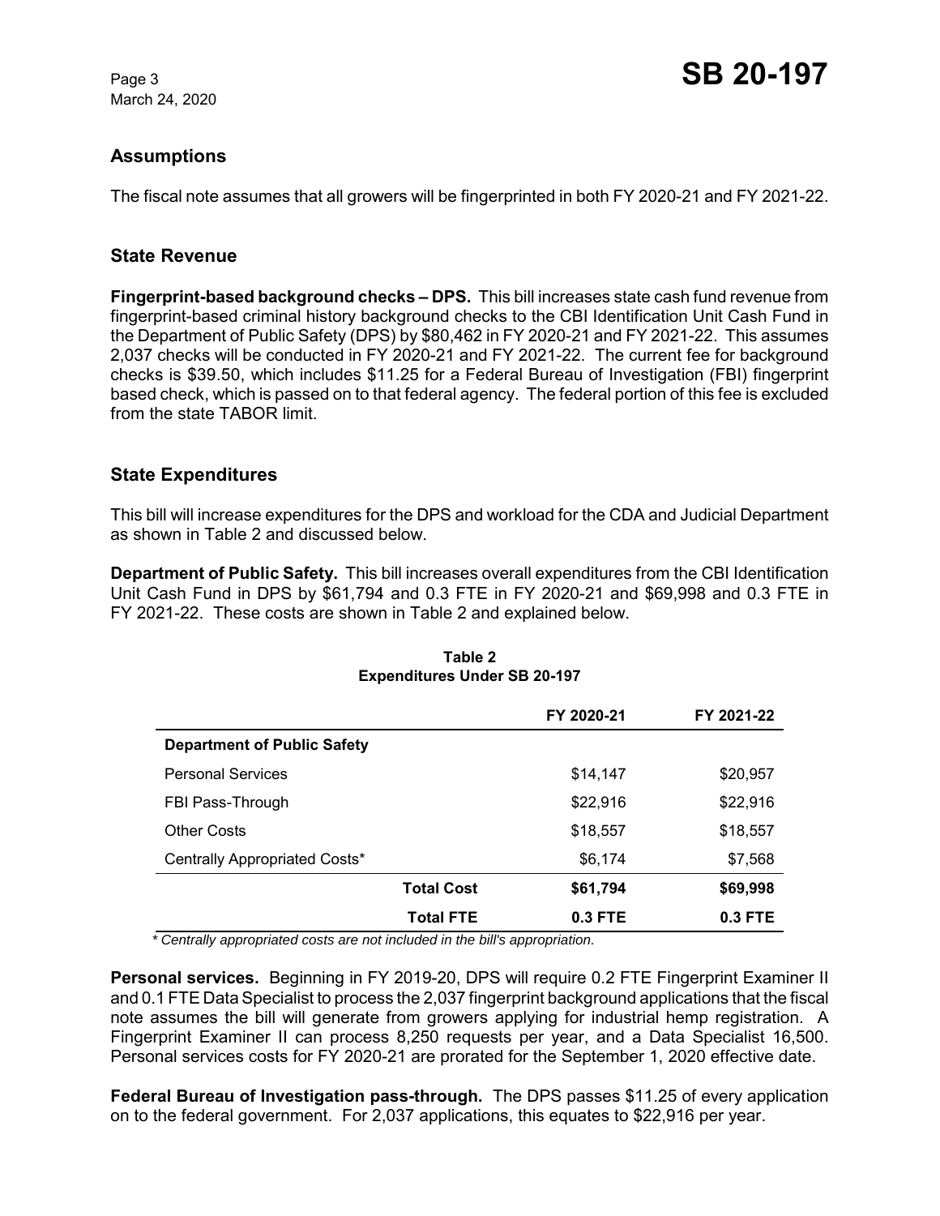## Assumptions

The fiscal note assumes that all growers will be fingerprinted in both FY 2020-21 and FY 2021-22.

## State Revenue

**Fingerprint-based background checks – DPS.** This bill increases state cash fund revenue from fingerprint-based criminal history background checks to the CBI Identification Unit Cash Fund in the Department of Public Safety (DPS) by $80,462 in FY 2020-21 and FY 2021-22. This assumes 2,037 checks will be conducted in FY 2020-21 and FY 2021-22. The current fee for background checks is $39.50, which includes $11.25 for a Federal Bureau of Investigation (FBI) fingerprint based check, which is passed on to that federal agency. The federal portion of this fee is excluded from the state TABOR limit.

## State Expenditures

This bill will increase expenditures for the DPS and workload for the CDA and Judicial Department as shown in Table 2 and discussed below.

**Department of Public Safety.** This bill increases overall expenditures from the CBI Identification Unit Cash Fund in DPS by $61,794 and 0.3 FTE in FY 2020-21 and $69,998 and 0.3 FTE in FY 2021-22. These costs are shown in Table 2 and explained below.

**Table 2**
**Expenditures Under SB 20-197**

| | | FY 2020-21 | FY 2021-22 |
|---|---|---|---|
| **Department of Public Safety** | | | |
| Personal Services | | $14,147 | $20,957 |
| FBI Pass-Through | | $22,916 | $22,916 |
| Other Costs | | $18,557 | $18,557 |
| Centrally Appropriated Costs* | | $6,174 | $7,568 |
| | **Total Cost** | **$61,794** | **$69,998** |
| | **Total FTE** | **0.3 FTE** | **0.3 FTE** |

*\* Centrally appropriated costs are not included in the bill's appropriation.*

**Personal services.** Beginning in FY 2019-20, DPS will require 0.2 FTE Fingerprint Examiner II and 0.1 FTE Data Specialist to process the 2,037 fingerprint background applications that the fiscal note assumes the bill will generate from growers applying for industrial hemp registration. A Fingerprint Examiner II can process 8,250 requests per year, and a Data Specialist 16,500. Personal services costs for FY 2020-21 are prorated for the September 1, 2020 effective date.

**Federal Bureau of Investigation pass-through.** The DPS passes $11.25 of every application on to the federal government. For 2,037 applications, this equates to $22,916 per year.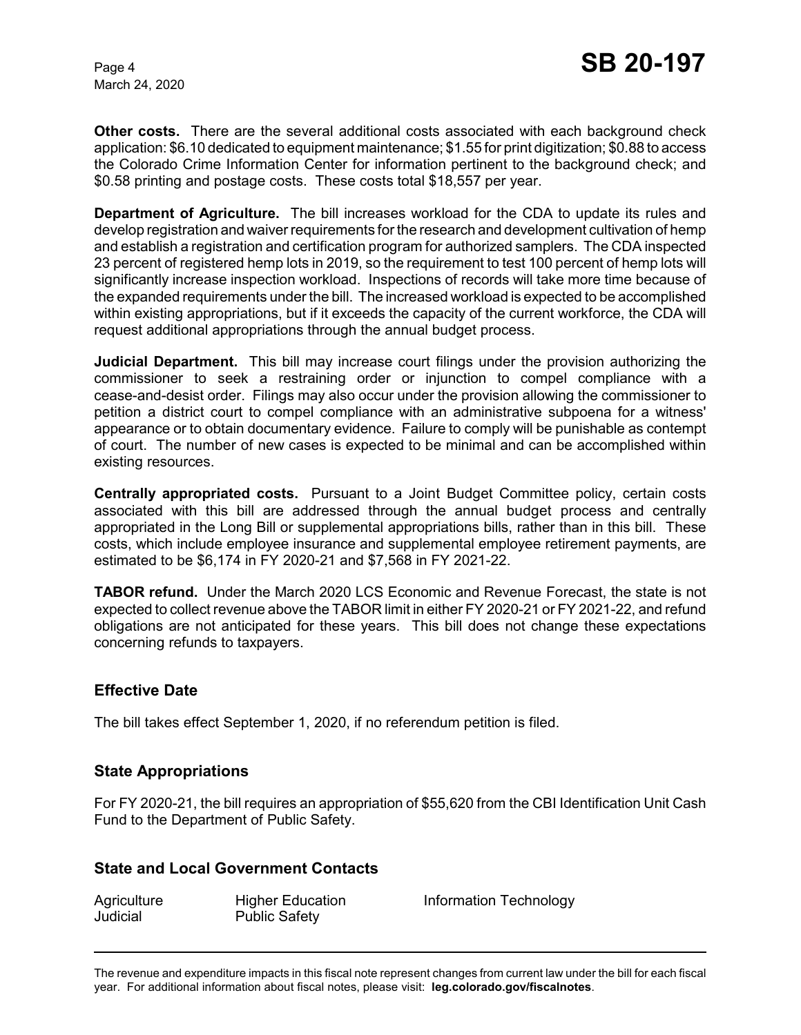**Other costs.** There are the several additional costs associated with each background check application: $6.10 dedicated to equipment maintenance; $1.55 for print digitization; $0.88 to access the Colorado Crime Information Center for information pertinent to the background check; and $0.58 printing and postage costs. These costs total $18,557 per year.

**Department of Agriculture.** The bill increases workload for the CDA to update its rules and develop registration and waiver requirements for the research and development cultivation of hemp and establish a registration and certification program for authorized samplers. The CDA inspected 23 percent of registered hemp lots in 2019, so the requirement to test 100 percent of hemp lots will significantly increase inspection workload. Inspections of records will take more time because of the expanded requirements under the bill. The increased workload is expected to be accomplished within existing appropriations, but if it exceeds the capacity of the current workforce, the CDA will request additional appropriations through the annual budget process.

**Judicial Department.** This bill may increase court filings under the provision authorizing the commissioner to seek a restraining order or injunction to compel compliance with a cease-and-desist order. Filings may also occur under the provision allowing the commissioner to petition a district court to compel compliance with an administrative subpoena for a witness' appearance or to obtain documentary evidence. Failure to comply will be punishable as contempt of court. The number of new cases is expected to be minimal and can be accomplished within existing resources.

**Centrally appropriated costs.** Pursuant to a Joint Budget Committee policy, certain costs associated with this bill are addressed through the annual budget process and centrally appropriated in the Long Bill or supplemental appropriations bills, rather than in this bill. These costs, which include employee insurance and supplemental employee retirement payments, are estimated to be $6,174 in FY 2020-21 and $7,568 in FY 2021-22.

**TABOR refund.** Under the March 2020 LCS Economic and Revenue Forecast, the state is not expected to collect revenue above the TABOR limit in either FY 2020-21 or FY 2021-22, and refund obligations are not anticipated for these years. This bill does not change these expectations concerning refunds to taxpayers.

## Effective Date

The bill takes effect September 1, 2020, if no referendum petition is filed.

## State Appropriations

For FY 2020-21, the bill requires an appropriation of $55,620 from the CBI Identification Unit Cash Fund to the Department of Public Safety.

## State and Local Government Contacts

| | | |
|---|---|---|
| Agriculture | Higher Education | Information Technology |
| Judicial | Public Safety | |

The revenue and expenditure impacts in this fiscal note represent changes from current law under the bill for each fiscal year. For additional information about fiscal notes, please visit: **leg.colorado.gov/fiscalnotes**.